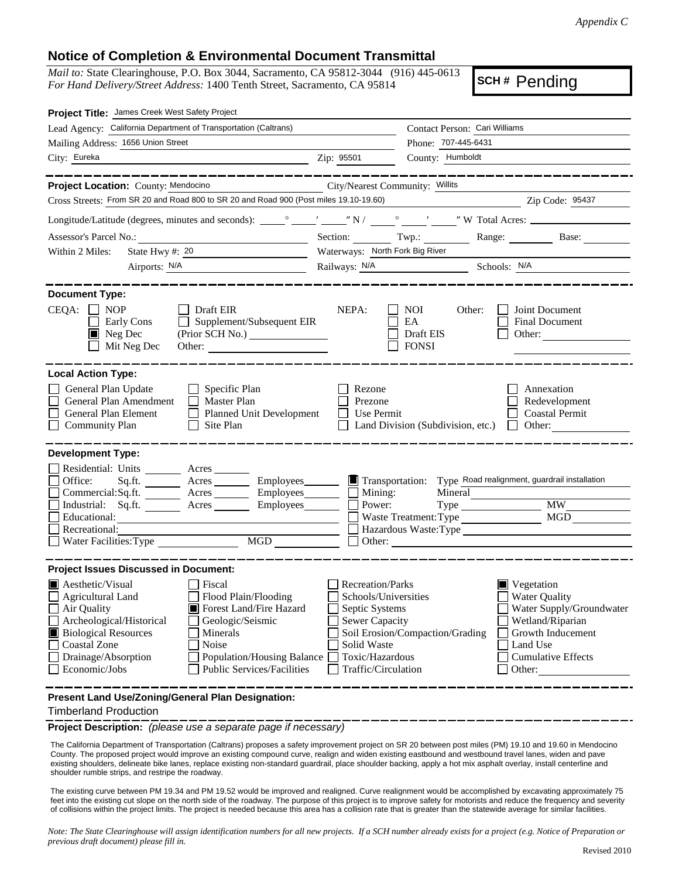*Appendix C*

## Notice of Completion & Environmental Document Transmittal

*Mail to:* State Clearinghouse, P.O. Box 3044, Sacramento, CA 95812-3044 (916) 445-0613
*For Hand Delivery/Street Address:* 1400 Tenth Street, Sacramento, CA 95814

**SCH #** Pending

**Project Title:** James Creek West Safety Project

Lead Agency: California Department of Transportation (Caltrans)
Contact Person: Cari Williams
Mailing Address: 1656 Union Street
Phone: 707-445-6431
City: Eureka
Zip: 95501
County: Humboldt

**Project Location:** County: Mendocino
City/Nearest Community: Willits
Cross Streets: From SR 20 and Road 800 to SR 20 and Road 900 (Post miles 19.10-19.60)
Zip Code: 95437

Longitude/Latitude (degrees, minutes and seconds): ___° ___′ ___″ N / ___° ___′ ___″ W Total Acres: ______

Assessor's Parcel No.: ______ Section: ______ Twp.: ______ Range: ______ Base: ______

Within 2 Miles: State Hwy #: 20
Waterways: North Fork Big River
Airports: N/A
Railways: N/A
Schools: N/A

**Document Type:**

CEQA:
- [ ] NOP
- [ ] Early Cons
- [x] Neg Dec
- [ ] Mit Neg Dec
- [ ] Draft EIR
- [ ] Supplement/Subsequent EIR (Prior SCH No.) ______
- Other: ______

NEPA:
- [ ] NOI
- [ ] EA
- [ ] Draft EIS
- [ ] FONSI

Other:
- [ ] Joint Document
- [ ] Final Document
- [ ] Other: ______

**Local Action Type:**

- [ ] General Plan Update
- [ ] General Plan Amendment
- [ ] General Plan Element
- [ ] Community Plan
- [ ] Specific Plan
- [ ] Master Plan
- [ ] Planned Unit Development
- [ ] Site Plan
- [ ] Rezone
- [ ] Prezone
- [ ] Use Permit
- [ ] Land Division (Subdivision, etc.)
- [ ] Annexation
- [ ] Redevelopment
- [ ] Coastal Permit
- [ ] Other: ______

**Development Type:**

- [ ] Residential: Units ______ Acres ______
- [ ] Office: Sq.ft. ______ Acres ______ Employees ______
- [ ] Commercial: Sq.ft. ______ Acres ______ Employees ______
- [ ] Industrial: Sq.ft. ______ Acres ______ Employees ______
- [ ] Educational: ______
- [ ] Recreational: ______
- [ ] Water Facilities: Type ______ MGD ______
- [x] Transportation: Type Road realignment, guardrail installation
- [ ] Mining: Mineral ______
- [ ] Power: Type ______ MW ______
- [ ] Waste Treatment: Type ______ MGD ______
- [ ] Hazardous Waste: Type ______
- [ ] Other: ______

**Project Issues Discussed in Document:**

- [x] Aesthetic/Visual
- [ ] Agricultural Land
- [ ] Air Quality
- [ ] Archeological/Historical
- [x] Biological Resources
- [ ] Coastal Zone
- [ ] Drainage/Absorption
- [ ] Economic/Jobs
- [ ] Fiscal
- [ ] Flood Plain/Flooding
- [x] Forest Land/Fire Hazard
- [ ] Geologic/Seismic
- [ ] Minerals
- [ ] Noise
- [ ] Population/Housing Balance
- [ ] Public Services/Facilities
- [ ] Recreation/Parks
- [ ] Schools/Universities
- [ ] Septic Systems
- [ ] Sewer Capacity
- [ ] Soil Erosion/Compaction/Grading
- [ ] Solid Waste
- [ ] Toxic/Hazardous
- [ ] Traffic/Circulation
- [x] Vegetation
- [ ] Water Quality
- [ ] Water Supply/Groundwater
- [ ] Wetland/Riparian
- [ ] Growth Inducement
- [ ] Land Use
- [ ] Cumulative Effects
- [ ] Other: ______

**Present Land Use/Zoning/General Plan Designation:**

Timberland Production

**Project Description:** *(please use a separate page if necessary)*

The California Department of Transportation (Caltrans) proposes a safety improvement project on SR 20 between post miles (PM) 19.10 and 19.60 in Mendocino County. The proposed project would improve an existing compound curve, realign and widen existing eastbound and westbound travel lanes, widen and pave existing shoulders, delineate bike lanes, replace existing non-standard guardrail, place shoulder backing, apply a hot mix asphalt overlay, install centerline and shoulder rumble strips, and restripe the roadway.

The existing curve between PM 19.34 and PM 19.52 would be improved and realigned. Curve realignment would be accomplished by excavating approximately 75 feet into the existing cut slope on the north side of the roadway. The purpose of this project is to improve safety for motorists and reduce the frequency and severity of collisions within the project limits. The project is needed because this area has a collision rate that is greater than the statewide average for similar facilities.

*Note: The State Clearinghouse will assign identification numbers for all new projects. If a SCH number already exists for a project (e.g. Notice of Preparation or previous draft document) please fill in.*

Revised 2010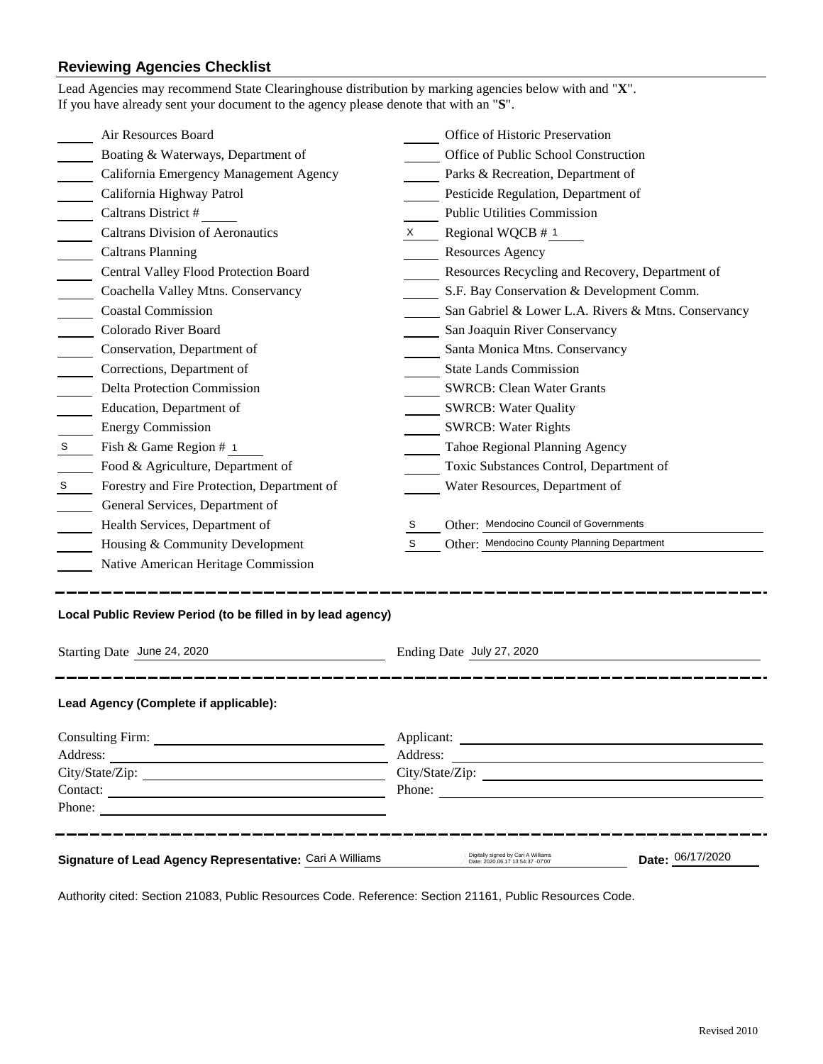## Reviewing Agencies Checklist

Lead Agencies may recommend State Clearinghouse distribution by marking agencies below with and "**X**". If you have already sent your document to the agency please denote that with an "**S**".

| | | | |
|---|---|---|---|
| | Air Resources Board | | Office of Historic Preservation |
| | Boating & Waterways, Department of | | Office of Public School Construction |
| | California Emergency Management Agency | | Parks & Recreation, Department of |
| | California Highway Patrol | | Pesticide Regulation, Department of |
| | Caltrans District # | | Public Utilities Commission |
| | Caltrans Division of Aeronautics | X | Regional WQCB # 1 |
| | Caltrans Planning | | Resources Agency |
| | Central Valley Flood Protection Board | | Resources Recycling and Recovery, Department of |
| | Coachella Valley Mtns. Conservancy | | S.F. Bay Conservation & Development Comm. |
| | Coastal Commission | | San Gabriel & Lower L.A. Rivers & Mtns. Conservancy |
| | Colorado River Board | | San Joaquin River Conservancy |
| | Conservation, Department of | | Santa Monica Mtns. Conservancy |
| | Corrections, Department of | | State Lands Commission |
| | Delta Protection Commission | | SWRCB: Clean Water Grants |
| | Education, Department of | | SWRCB: Water Quality |
| | Energy Commission | | SWRCB: Water Rights |
| S | Fish & Game Region # 1 | | Tahoe Regional Planning Agency |
| | Food & Agriculture, Department of | | Toxic Substances Control, Department of |
| S | Forestry and Fire Protection, Department of | | Water Resources, Department of |
| | General Services, Department of | | |
| | Health Services, Department of | S | Other: Mendocino Council of Governments |
| | Housing & Community Development | S | Other: Mendocino County Planning Department |
| | Native American Heritage Commission | | |

---

**Local Public Review Period (to be filled in by lead agency)**

Starting Date June 24, 2020 Ending Date July 27, 2020

---

**Lead Agency (Complete if applicable):**

Consulting Firm:
Address:
City/State/Zip:
Contact:
Phone:

Applicant:
Address:
City/State/Zip:
Phone:

---

**Signature of Lead Agency Representative:** Cari A Williams Digitally signed by Cari A Williams Date: 2020.06.17 13:54:37 -07'00' **Date:** 06/17/2020

Authority cited: Section 21083, Public Resources Code. Reference: Section 21161, Public Resources Code.

Revised 2010